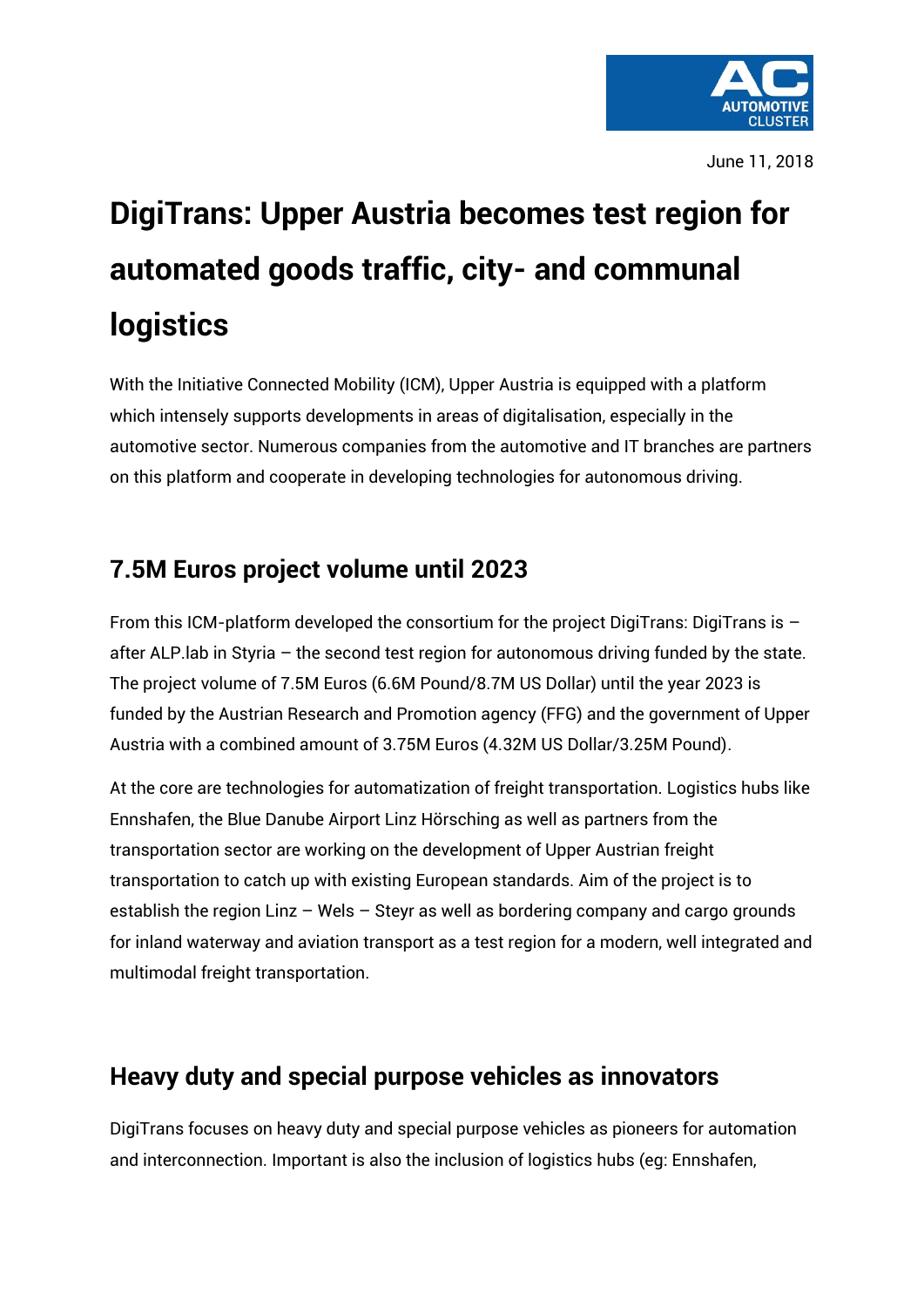June 11, 2018

# DigiTrans: Upper Austria becomes test region for automated goods traffic, city- and communal logistics

With the Initiative Connected Mobility (ICM), Upper Austria is equipped with a platform which intensely supports developments in areas of digitalisation, especially in the automotive sector. Numerous companies from the automotive and IT branches are partners on this platform and cooperate in developing technologies for autonomous driving.

## 7.5M Euros project volume until 2023

From this ICM-platform developed the consortium for the project DigiTrans: DigiTrans is – after ALP.lab in Styria – the second test region for autonomous driving funded by the state. The project volume of 7.5M Euros (6.6M Pound/8.7M US Dollar) until the year 2023 is funded by the Austrian Research and Promotion agency (FFG) and the government of Upper Austria with a combined amount of 3.75M Euros (4.32M US Dollar/3.25M Pound).

At the core are technologies for automatization of freight transportation. Logistics hubs like Ennshafen, the Blue Danube Airport Linz Hörsching as well as partners from the transportation sector are working on the development of Upper Austrian freight transportation to catch up with existing European standards. Aim of the project is to establish the region Linz – Wels – Steyr as well as bordering company and cargo grounds for inland waterway and aviation transport as a test region for a modern, well integrated and multimodal freight transportation.

## Heavy duty and special purpose vehicles as innovators

DigiTrans focuses on heavy duty and special purpose vehicles as pioneers for automation and interconnection. Important is also the inclusion of logistics hubs (eg: Ennshafen,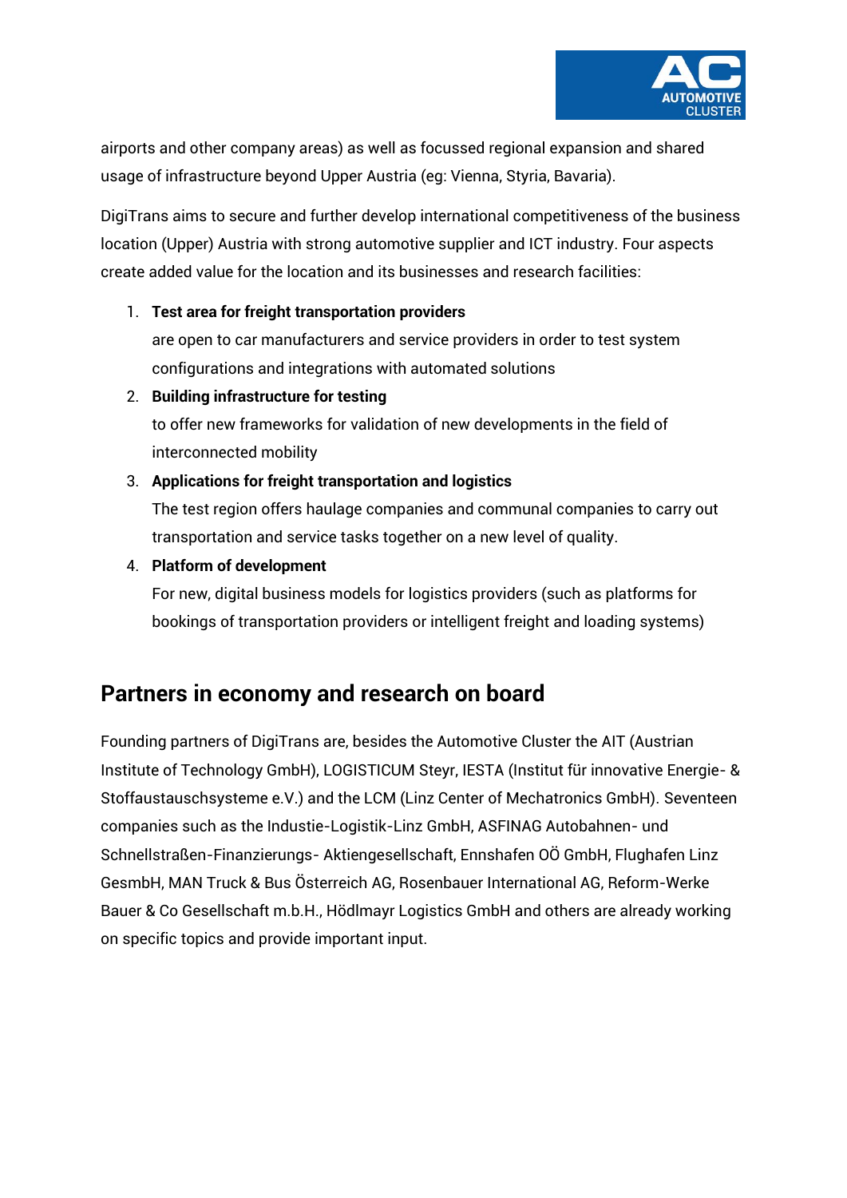airports and other company areas) as well as focussed regional expansion and shared usage of infrastructure beyond Upper Austria (eg: Vienna, Styria, Bavaria).

DigiTrans aims to secure and further develop international competitiveness of the business location (Upper) Austria with strong automotive supplier and ICT industry. Four aspects create added value for the location and its businesses and research facilities:

1. **Test area for freight transportation providers**
   are open to car manufacturers and service providers in order to test system configurations and integrations with automated solutions
2. **Building infrastructure for testing**
   to offer new frameworks for validation of new developments in the field of interconnected mobility
3. **Applications for freight transportation and logistics**
   The test region offers haulage companies and communal companies to carry out transportation and service tasks together on a new level of quality.
4. **Platform of development**
   For new, digital business models for logistics providers (such as platforms for bookings of transportation providers or intelligent freight and loading systems)

## Partners in economy and research on board

Founding partners of DigiTrans are, besides the Automotive Cluster the AIT (Austrian Institute of Technology GmbH), LOGISTICUM Steyr, IESTA (Institut für innovative Energie- & Stoffaustauschsysteme e.V.) and the LCM (Linz Center of Mechatronics GmbH). Seventeen companies such as the Industie-Logistik-Linz GmbH, ASFINAG Autobahnen- und Schnellstraßen-Finanzierungs- Aktiengesellschaft, Ennshafen OÖ GmbH, Flughafen Linz GesmbH, MAN Truck & Bus Österreich AG, Rosenbauer International AG, Reform-Werke Bauer & Co Gesellschaft m.b.H., Hödlmayr Logistics GmbH and others are already working on specific topics and provide important input.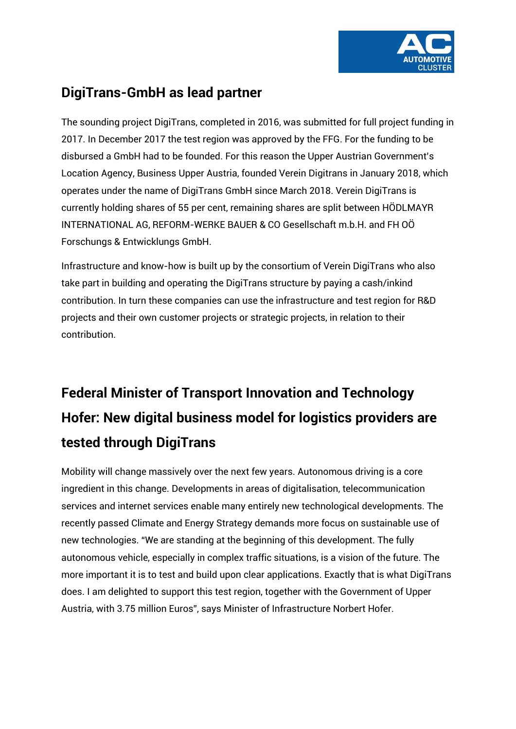## DigiTrans-GmbH as lead partner

The sounding project DigiTrans, completed in 2016, was submitted for full project funding in 2017. In December 2017 the test region was approved by the FFG. For the funding to be disbursed a GmbH had to be founded. For this reason the Upper Austrian Government's Location Agency, Business Upper Austria, founded Verein Digitrans in January 2018, which operates under the name of DigiTrans GmbH since March 2018. Verein DigiTrans is currently holding shares of 55 per cent, remaining shares are split between HÖDLMAYR INTERNATIONAL AG, REFORM-WERKE BAUER & CO Gesellschaft m.b.H. and FH OÖ Forschungs & Entwicklungs GmbH.

Infrastructure and know-how is built up by the consortium of Verein DigiTrans who also take part in building and operating the DigiTrans structure by paying a cash/inkind contribution. In turn these companies can use the infrastructure and test region for R&D projects and their own customer projects or strategic projects, in relation to their contribution.

## Federal Minister of Transport Innovation and Technology Hofer: New digital business model for logistics providers are tested through DigiTrans

Mobility will change massively over the next few years. Autonomous driving is a core ingredient in this change. Developments in areas of digitalisation, telecommunication services and internet services enable many entirely new technological developments. The recently passed Climate and Energy Strategy demands more focus on sustainable use of new technologies. "We are standing at the beginning of this development. The fully autonomous vehicle, especially in complex traffic situations, is a vision of the future. The more important it is to test and build upon clear applications. Exactly that is what DigiTrans does. I am delighted to support this test region, together with the Government of Upper Austria, with 3.75 million Euros", says Minister of Infrastructure Norbert Hofer.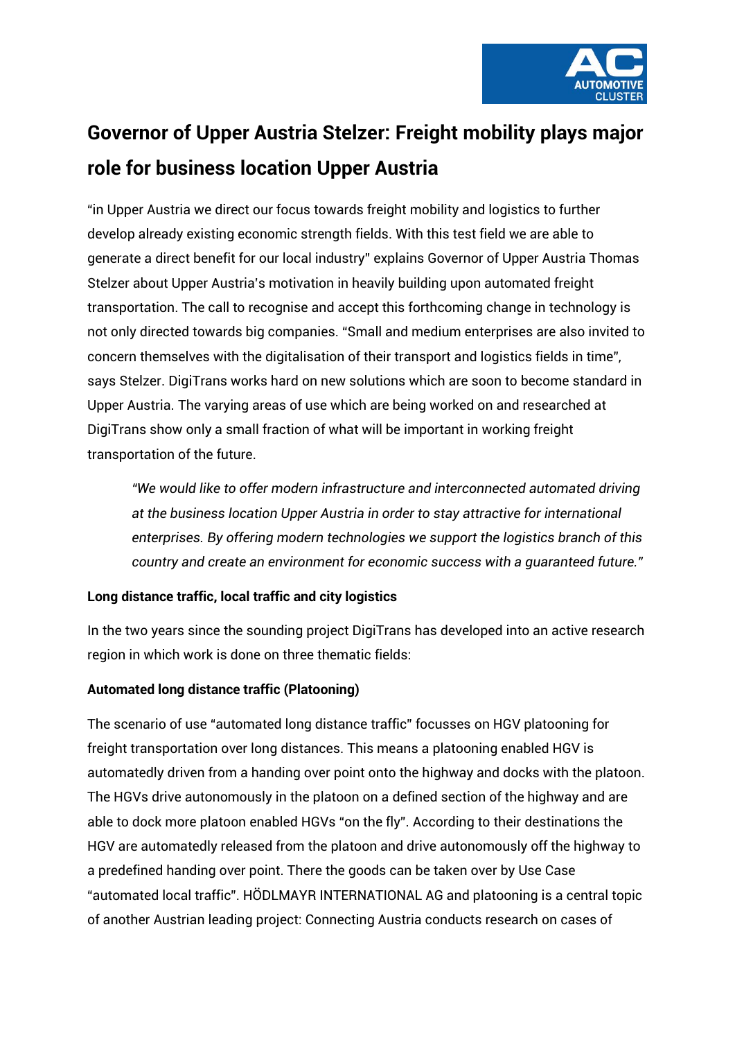## Governor of Upper Austria Stelzer: Freight mobility plays major role for business location Upper Austria

"in Upper Austria we direct our focus towards freight mobility and logistics to further develop already existing economic strength fields. With this test field we are able to generate a direct benefit for our local industry" explains Governor of Upper Austria Thomas Stelzer about Upper Austria's motivation in heavily building upon automated freight transportation. The call to recognise and accept this forthcoming change in technology is not only directed towards big companies. "Small and medium enterprises are also invited to concern themselves with the digitalisation of their transport and logistics fields in time", says Stelzer. DigiTrans works hard on new solutions which are soon to become standard in Upper Austria. The varying areas of use which are being worked on and researched at DigiTrans show only a small fraction of what will be important in working freight transportation of the future.

> *"We would like to offer modern infrastructure and interconnected automated driving at the business location Upper Austria in order to stay attractive for international enterprises. By offering modern technologies we support the logistics branch of this country and create an environment for economic success with a guaranteed future."*

**Long distance traffic, local traffic and city logistics**

In the two years since the sounding project DigiTrans has developed into an active research region in which work is done on three thematic fields:

**Automated long distance traffic (Platooning)**

The scenario of use "automated long distance traffic" focusses on HGV platooning for freight transportation over long distances. This means a platooning enabled HGV is automatedly driven from a handing over point onto the highway and docks with the platoon. The HGVs drive autonomously in the platoon on a defined section of the highway and are able to dock more platoon enabled HGVs "on the fly". According to their destinations the HGV are automatedly released from the platoon and drive autonomously off the highway to a predefined handing over point. There the goods can be taken over by Use Case "automated local traffic". HÖDLMAYR INTERNATIONAL AG and platooning is a central topic of another Austrian leading project: Connecting Austria conducts research on cases of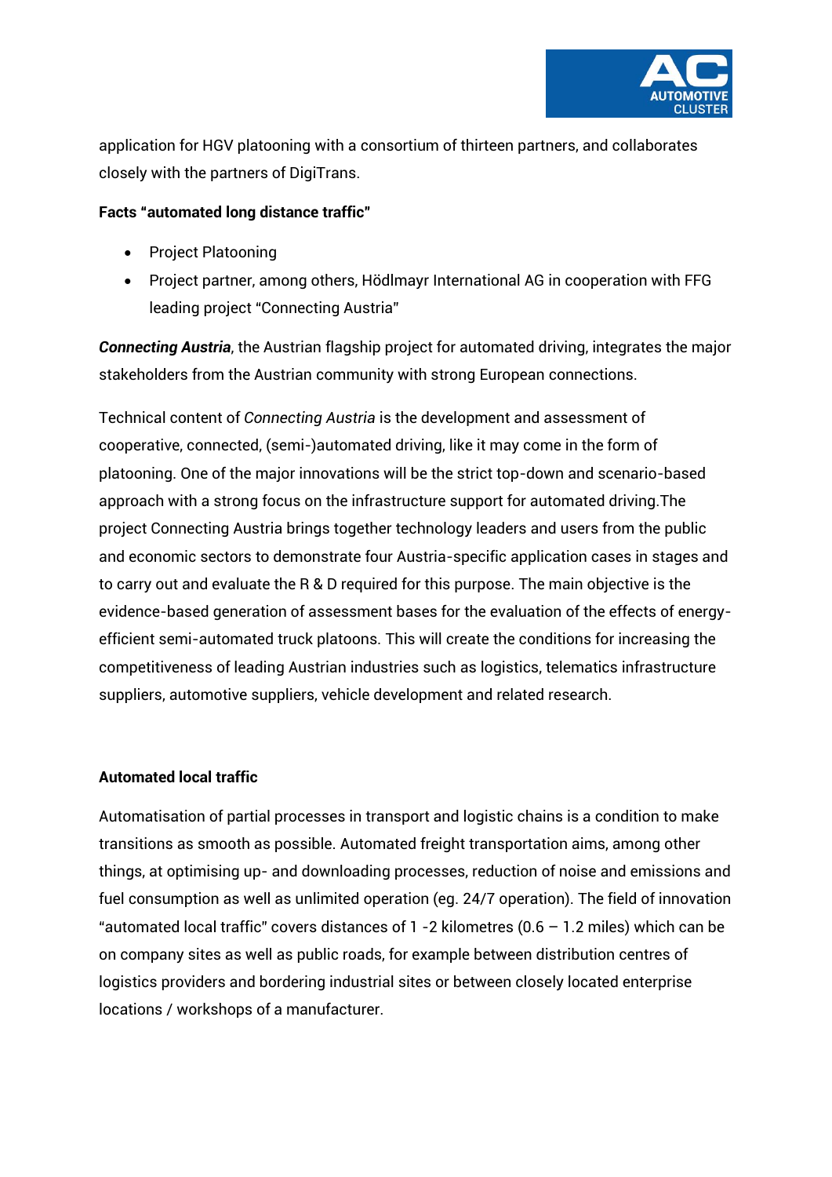application for HGV platooning with a consortium of thirteen partners, and collaborates closely with the partners of DigiTrans.

**Facts "automated long distance traffic"**

- Project Platooning
- Project partner, among others, Hödlmayr International AG in cooperation with FFG leading project "Connecting Austria"

***Connecting Austria***, the Austrian flagship project for automated driving, integrates the major stakeholders from the Austrian community with strong European connections.

Technical content of *Connecting Austria* is the development and assessment of cooperative, connected, (semi-)automated driving, like it may come in the form of platooning. One of the major innovations will be the strict top-down and scenario-based approach with a strong focus on the infrastructure support for automated driving.The project Connecting Austria brings together technology leaders and users from the public and economic sectors to demonstrate four Austria-specific application cases in stages and to carry out and evaluate the R & D required for this purpose. The main objective is the evidence-based generation of assessment bases for the evaluation of the effects of energy-efficient semi-automated truck platoons. This will create the conditions for increasing the competitiveness of leading Austrian industries such as logistics, telematics infrastructure suppliers, automotive suppliers, vehicle development and related research.

**Automated local traffic**

Automatisation of partial processes in transport and logistic chains is a condition to make transitions as smooth as possible. Automated freight transportation aims, among other things, at optimising up- and downloading processes, reduction of noise and emissions and fuel consumption as well as unlimited operation (eg. 24/7 operation). The field of innovation "automated local traffic" covers distances of 1 -2 kilometres (0.6 – 1.2 miles) which can be on company sites as well as public roads, for example between distribution centres of logistics providers and bordering industrial sites or between closely located enterprise locations / workshops of a manufacturer.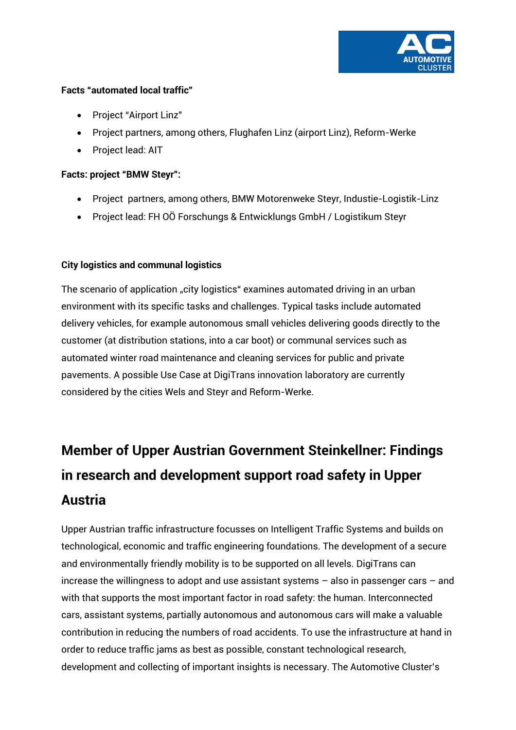**Facts "automated local traffic"**

- Project "Airport Linz"
- Project partners, among others, Flughafen Linz (airport Linz), Reform-Werke
- Project lead: AIT

**Facts: project "BMW Steyr":**

- Project  partners, among others, BMW Motorenweke Steyr, Industie-Logistik-Linz
- Project lead: FH OÖ Forschungs & Entwicklungs GmbH / Logistikum Steyr

**City logistics and communal logistics**

The scenario of application „city logistics" examines automated driving in an urban environment with its specific tasks and challenges. Typical tasks include automated delivery vehicles, for example autonomous small vehicles delivering goods directly to the customer (at distribution stations, into a car boot) or communal services such as automated winter road maintenance and cleaning services for public and private pavements. A possible Use Case at DigiTrans innovation laboratory are currently considered by the cities Wels and Steyr and Reform-Werke.

## Member of Upper Austrian Government Steinkellner: Findings in research and development support road safety in Upper Austria

Upper Austrian traffic infrastructure focusses on Intelligent Traffic Systems and builds on technological, economic and traffic engineering foundations. The development of a secure and environmentally friendly mobility is to be supported on all levels. DigiTrans can increase the willingness to adopt and use assistant systems – also in passenger cars – and with that supports the most important factor in road safety: the human. Interconnected cars, assistant systems, partially autonomous and autonomous cars will make a valuable contribution in reducing the numbers of road accidents. To use the infrastructure at hand in order to reduce traffic jams as best as possible, constant technological research, development and collecting of important insights is necessary. The Automotive Cluster's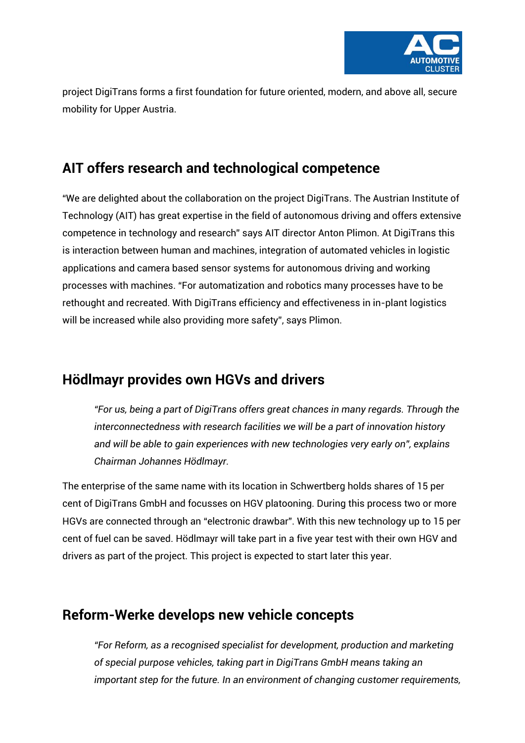project DigiTrans forms a first foundation for future oriented, modern, and above all, secure mobility for Upper Austria.

## AIT offers research and technological competence

"We are delighted about the collaboration on the project DigiTrans. The Austrian Institute of Technology (AIT) has great expertise in the field of autonomous driving and offers extensive competence in technology and research" says AIT director Anton Plimon. At DigiTrans this is interaction between human and machines, integration of automated vehicles in logistic applications and camera based sensor systems for autonomous driving and working processes with machines. "For automatization and robotics many processes have to be rethought and recreated. With DigiTrans efficiency and effectiveness in in-plant logistics will be increased while also providing more safety", says Plimon.

## Hödlmayr provides own HGVs and drivers

> *"For us, being a part of DigiTrans offers great chances in many regards. Through the interconnectedness with research facilities we will be a part of innovation history and will be able to gain experiences with new technologies very early on", explains Chairman Johannes Hödlmayr.*

The enterprise of the same name with its location in Schwertberg holds shares of 15 per cent of DigiTrans GmbH and focusses on HGV platooning. During this process two or more HGVs are connected through an "electronic drawbar". With this new technology up to 15 per cent of fuel can be saved. Hödlmayr will take part in a five year test with their own HGV and drivers as part of the project. This project is expected to start later this year.

## Reform-Werke develops new vehicle concepts

> *"For Reform, as a recognised specialist for development, production and marketing of special purpose vehicles, taking part in DigiTrans GmbH means taking an important step for the future. In an environment of changing customer requirements,*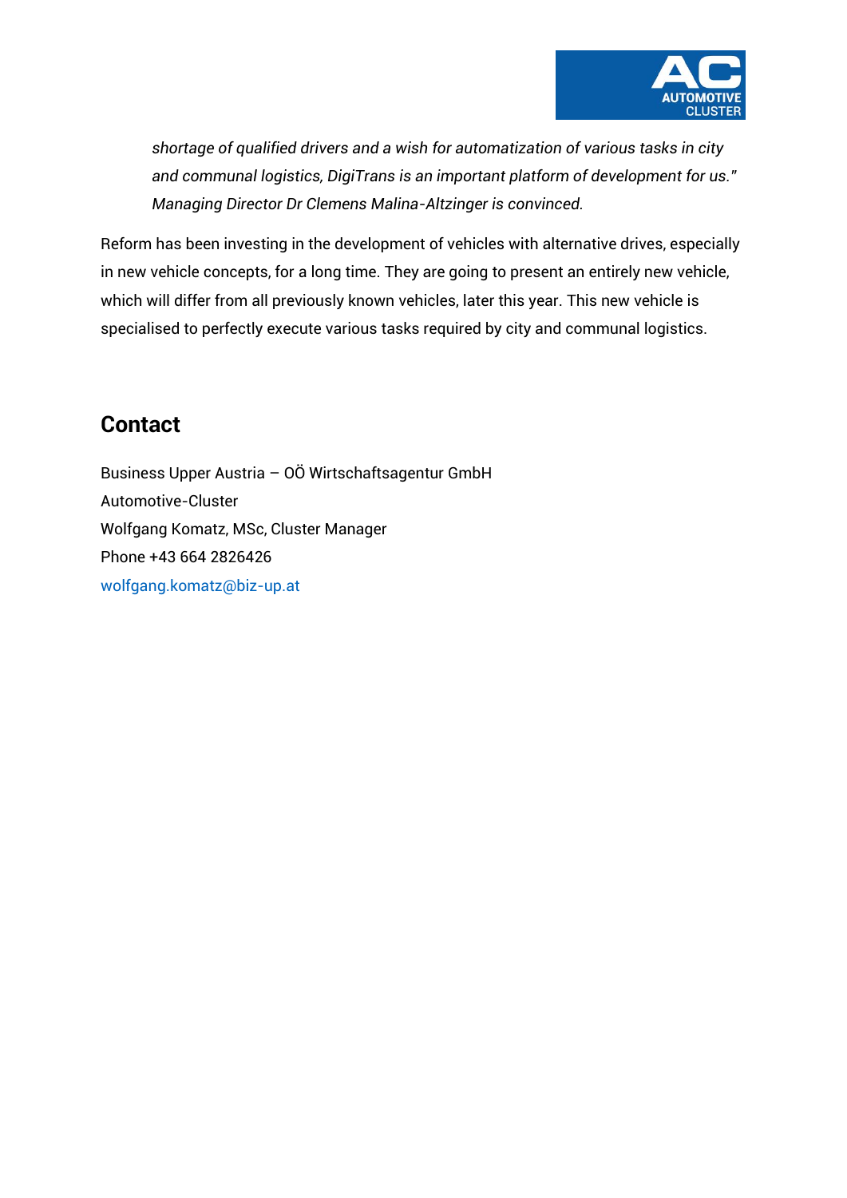*shortage of qualified drivers and a wish for automatization of various tasks in city and communal logistics, DigiTrans is an important platform of development for us." Managing Director Dr Clemens Malina-Altzinger is convinced.*

Reform has been investing in the development of vehicles with alternative drives, especially in new vehicle concepts, for a long time. They are going to present an entirely new vehicle, which will differ from all previously known vehicles, later this year. This new vehicle is specialised to perfectly execute various tasks required by city and communal logistics.

## Contact

Business Upper Austria – OÖ Wirtschaftsagentur GmbH
Automotive-Cluster
Wolfgang Komatz, MSc, Cluster Manager
Phone +43 664 2826426
wolfgang.komatz@biz-up.at